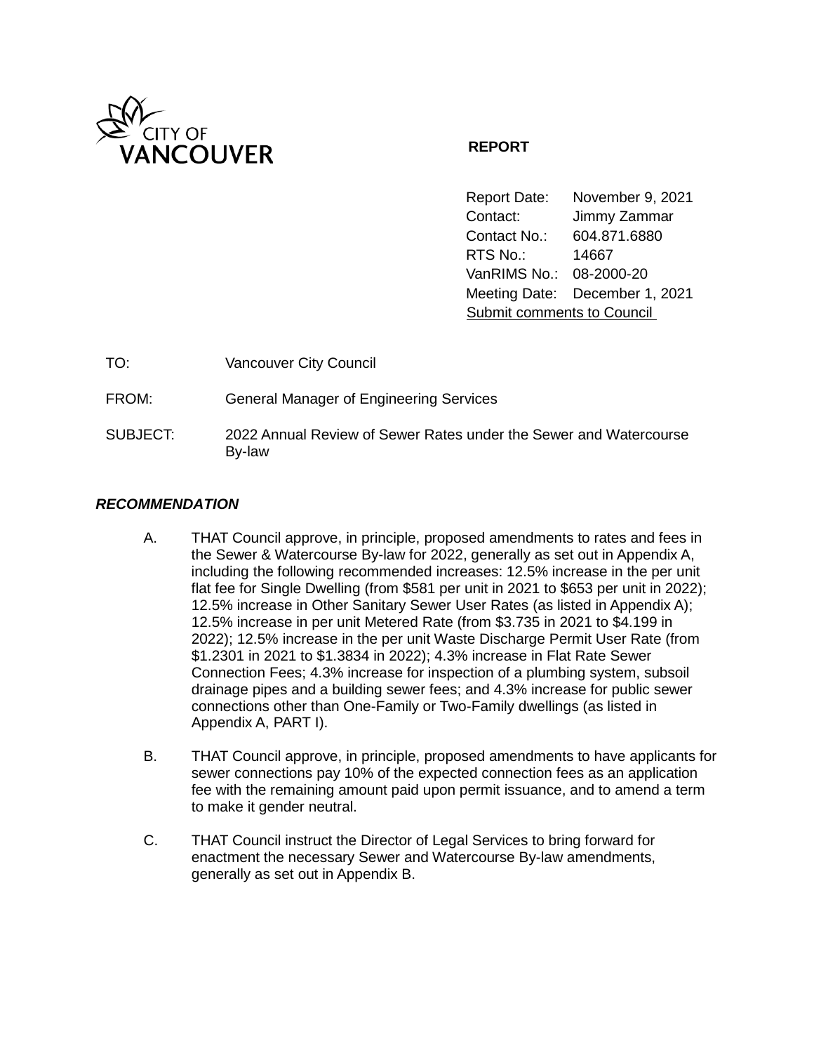CITY OF VANCOUVER

**REPORT**

| | |
|---|---|
| Report Date: | November 9, 2021 |
| Contact: | Jimmy Zammar |
| Contact No.: | 604.871.6880 |
| RTS No.: | 14667 |
| VanRIMS No.: | 08-2000-20 |
| Meeting Date: | December 1, 2021 |

Submit comments to Council

| | |
|---|---|
| TO: | Vancouver City Council |
| FROM: | General Manager of Engineering Services |
| SUBJECT: | 2022 Annual Review of Sewer Rates under the Sewer and Watercourse By-law |

***RECOMMENDATION***

A. THAT Council approve, in principle, proposed amendments to rates and fees in the Sewer & Watercourse By-law for 2022, generally as set out in Appendix A, including the following recommended increases: 12.5% increase in the per unit flat fee for Single Dwelling (from $581 per unit in 2021 to $653 per unit in 2022); 12.5% increase in Other Sanitary Sewer User Rates (as listed in Appendix A); 12.5% increase in per unit Metered Rate (from $3.735 in 2021 to $4.199 in 2022); 12.5% increase in the per unit Waste Discharge Permit User Rate (from $1.2301 in 2021 to $1.3834 in 2022); 4.3% increase in Flat Rate Sewer Connection Fees; 4.3% increase for inspection of a plumbing system, subsoil drainage pipes and a building sewer fees; and 4.3% increase for public sewer connections other than One-Family or Two-Family dwellings (as listed in Appendix A, PART I).

B. THAT Council approve, in principle, proposed amendments to have applicants for sewer connections pay 10% of the expected connection fees as an application fee with the remaining amount paid upon permit issuance, and to amend a term to make it gender neutral.

C. THAT Council instruct the Director of Legal Services to bring forward for enactment the necessary Sewer and Watercourse By-law amendments, generally as set out in Appendix B.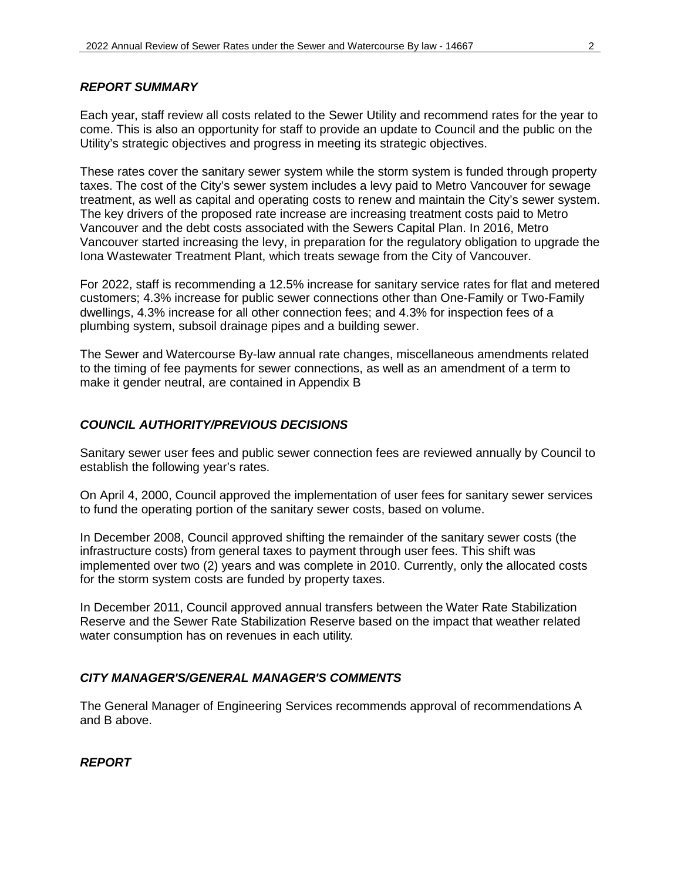### *REPORT SUMMARY*

Each year, staff review all costs related to the Sewer Utility and recommend rates for the year to come. This is also an opportunity for staff to provide an update to Council and the public on the Utility's strategic objectives and progress in meeting its strategic objectives.

These rates cover the sanitary sewer system while the storm system is funded through property taxes. The cost of the City's sewer system includes a levy paid to Metro Vancouver for sewage treatment, as well as capital and operating costs to renew and maintain the City's sewer system. The key drivers of the proposed rate increase are increasing treatment costs paid to Metro Vancouver and the debt costs associated with the Sewers Capital Plan. In 2016, Metro Vancouver started increasing the levy, in preparation for the regulatory obligation to upgrade the Iona Wastewater Treatment Plant, which treats sewage from the City of Vancouver.

For 2022, staff is recommending a 12.5% increase for sanitary service rates for flat and metered customers; 4.3% increase for public sewer connections other than One-Family or Two-Family dwellings, 4.3% increase for all other connection fees; and 4.3% for inspection fees of a plumbing system, subsoil drainage pipes and a building sewer.

The Sewer and Watercourse By-law annual rate changes, miscellaneous amendments related to the timing of fee payments for sewer connections, as well as an amendment of a term to make it gender neutral, are contained in Appendix B

### *COUNCIL AUTHORITY/PREVIOUS DECISIONS*

Sanitary sewer user fees and public sewer connection fees are reviewed annually by Council to establish the following year's rates.

On April 4, 2000, Council approved the implementation of user fees for sanitary sewer services to fund the operating portion of the sanitary sewer costs, based on volume.

In December 2008, Council approved shifting the remainder of the sanitary sewer costs (the infrastructure costs) from general taxes to payment through user fees. This shift was implemented over two (2) years and was complete in 2010. Currently, only the allocated costs for the storm system costs are funded by property taxes.

In December 2011, Council approved annual transfers between the Water Rate Stabilization Reserve and the Sewer Rate Stabilization Reserve based on the impact that weather related water consumption has on revenues in each utility.

### *CITY MANAGER'S/GENERAL MANAGER'S COMMENTS*

The General Manager of Engineering Services recommends approval of recommendations A and B above.

### *REPORT*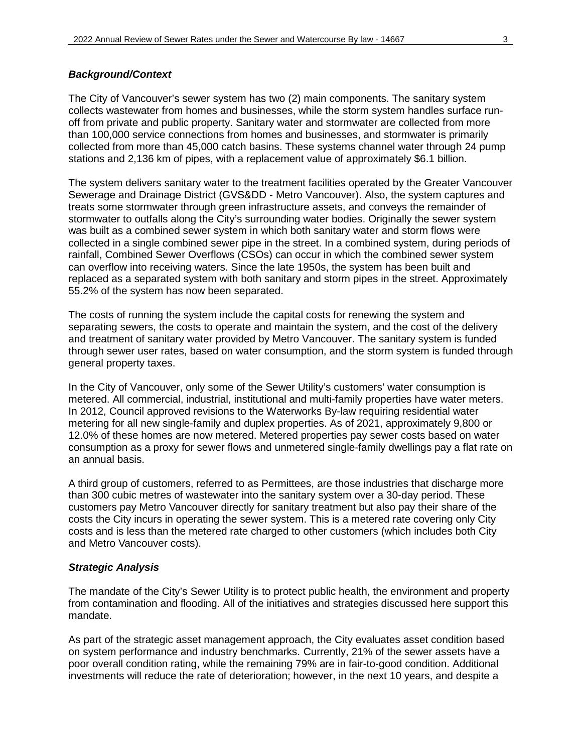### *Background/Context*

The City of Vancouver's sewer system has two (2) main components. The sanitary system collects wastewater from homes and businesses, while the storm system handles surface run-off from private and public property. Sanitary water and stormwater are collected from more than 100,000 service connections from homes and businesses, and stormwater is primarily collected from more than 45,000 catch basins. These systems channel water through 24 pump stations and 2,136 km of pipes, with a replacement value of approximately $6.1 billion.

The system delivers sanitary water to the treatment facilities operated by the Greater Vancouver Sewerage and Drainage District (GVS&DD - Metro Vancouver). Also, the system captures and treats some stormwater through green infrastructure assets, and conveys the remainder of stormwater to outfalls along the City's surrounding water bodies. Originally the sewer system was built as a combined sewer system in which both sanitary water and storm flows were collected in a single combined sewer pipe in the street. In a combined system, during periods of rainfall, Combined Sewer Overflows (CSOs) can occur in which the combined sewer system can overflow into receiving waters. Since the late 1950s, the system has been built and replaced as a separated system with both sanitary and storm pipes in the street. Approximately 55.2% of the system has now been separated.

The costs of running the system include the capital costs for renewing the system and separating sewers, the costs to operate and maintain the system, and the cost of the delivery and treatment of sanitary water provided by Metro Vancouver. The sanitary system is funded through sewer user rates, based on water consumption, and the storm system is funded through general property taxes.

In the City of Vancouver, only some of the Sewer Utility's customers' water consumption is metered. All commercial, industrial, institutional and multi-family properties have water meters. In 2012, Council approved revisions to the Waterworks By-law requiring residential water metering for all new single-family and duplex properties. As of 2021, approximately 9,800 or 12.0% of these homes are now metered. Metered properties pay sewer costs based on water consumption as a proxy for sewer flows and unmetered single-family dwellings pay a flat rate on an annual basis.

A third group of customers, referred to as Permittees, are those industries that discharge more than 300 cubic metres of wastewater into the sanitary system over a 30-day period. These customers pay Metro Vancouver directly for sanitary treatment but also pay their share of the costs the City incurs in operating the sewer system. This is a metered rate covering only City costs and is less than the metered rate charged to other customers (which includes both City and Metro Vancouver costs).

### *Strategic Analysis*

The mandate of the City's Sewer Utility is to protect public health, the environment and property from contamination and flooding. All of the initiatives and strategies discussed here support this mandate.

As part of the strategic asset management approach, the City evaluates asset condition based on system performance and industry benchmarks. Currently, 21% of the sewer assets have a poor overall condition rating, while the remaining 79% are in fair-to-good condition. Additional investments will reduce the rate of deterioration; however, in the next 10 years, and despite a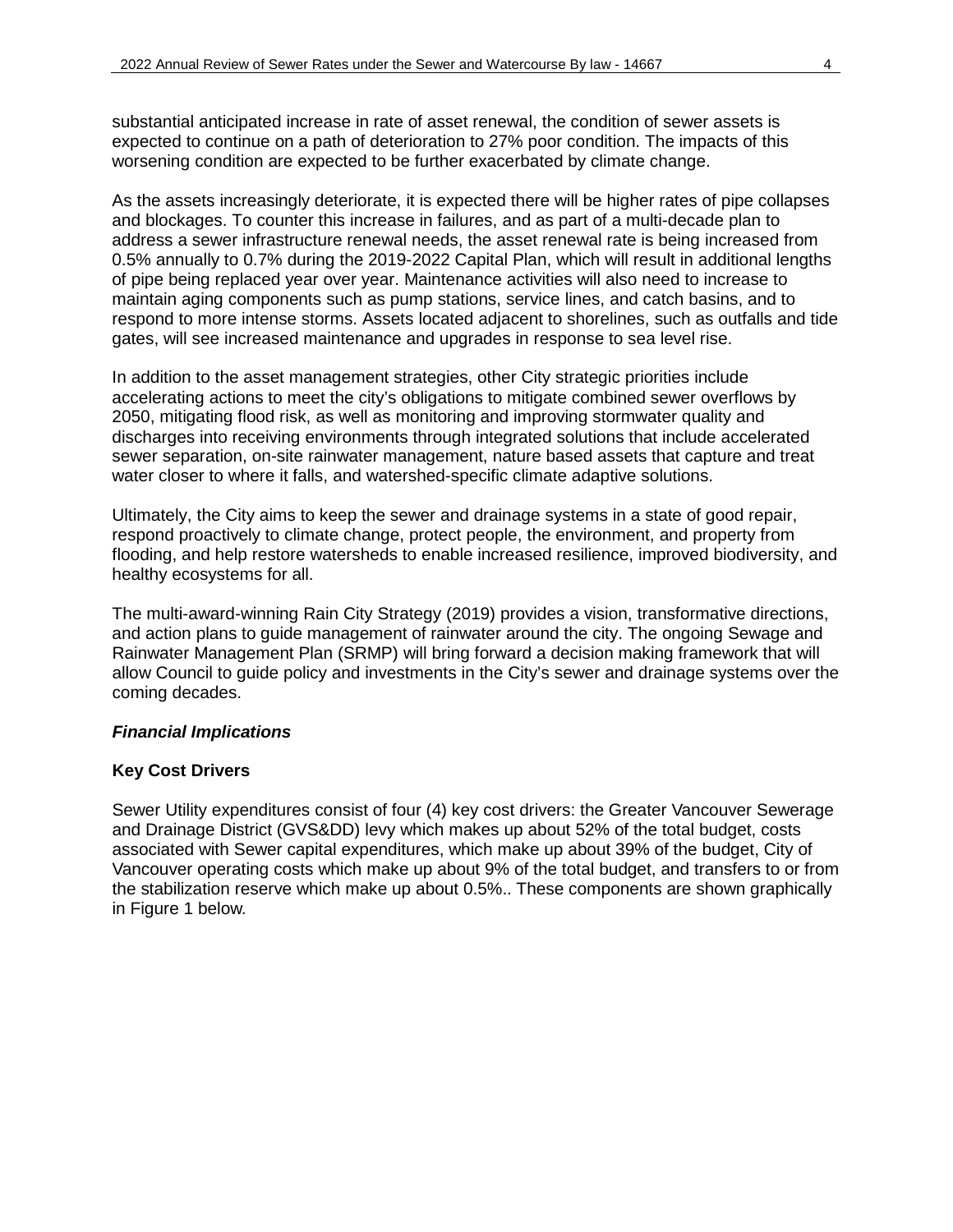substantial anticipated increase in rate of asset renewal, the condition of sewer assets is expected to continue on a path of deterioration to 27% poor condition. The impacts of this worsening condition are expected to be further exacerbated by climate change.

As the assets increasingly deteriorate, it is expected there will be higher rates of pipe collapses and blockages. To counter this increase in failures, and as part of a multi-decade plan to address a sewer infrastructure renewal needs, the asset renewal rate is being increased from 0.5% annually to 0.7% during the 2019-2022 Capital Plan, which will result in additional lengths of pipe being replaced year over year. Maintenance activities will also need to increase to maintain aging components such as pump stations, service lines, and catch basins, and to respond to more intense storms. Assets located adjacent to shorelines, such as outfalls and tide gates, will see increased maintenance and upgrades in response to sea level rise.

In addition to the asset management strategies, other City strategic priorities include accelerating actions to meet the city's obligations to mitigate combined sewer overflows by 2050, mitigating flood risk, as well as monitoring and improving stormwater quality and discharges into receiving environments through integrated solutions that include accelerated sewer separation, on-site rainwater management, nature based assets that capture and treat water closer to where it falls, and watershed-specific climate adaptive solutions.

Ultimately, the City aims to keep the sewer and drainage systems in a state of good repair, respond proactively to climate change, protect people, the environment, and property from flooding, and help restore watersheds to enable increased resilience, improved biodiversity, and healthy ecosystems for all.

The multi-award-winning Rain City Strategy (2019) provides a vision, transformative directions, and action plans to guide management of rainwater around the city. The ongoing Sewage and Rainwater Management Plan (SRMP) will bring forward a decision making framework that will allow Council to guide policy and investments in the City's sewer and drainage systems over the coming decades.

### *Financial Implications*

#### **Key Cost Drivers**

Sewer Utility expenditures consist of four (4) key cost drivers: the Greater Vancouver Sewerage and Drainage District (GVS&DD) levy which makes up about 52% of the total budget, costs associated with Sewer capital expenditures, which make up about 39% of the budget, City of Vancouver operating costs which make up about 9% of the total budget, and transfers to or from the stabilization reserve which make up about 0.5%.. These components are shown graphically in Figure 1 below.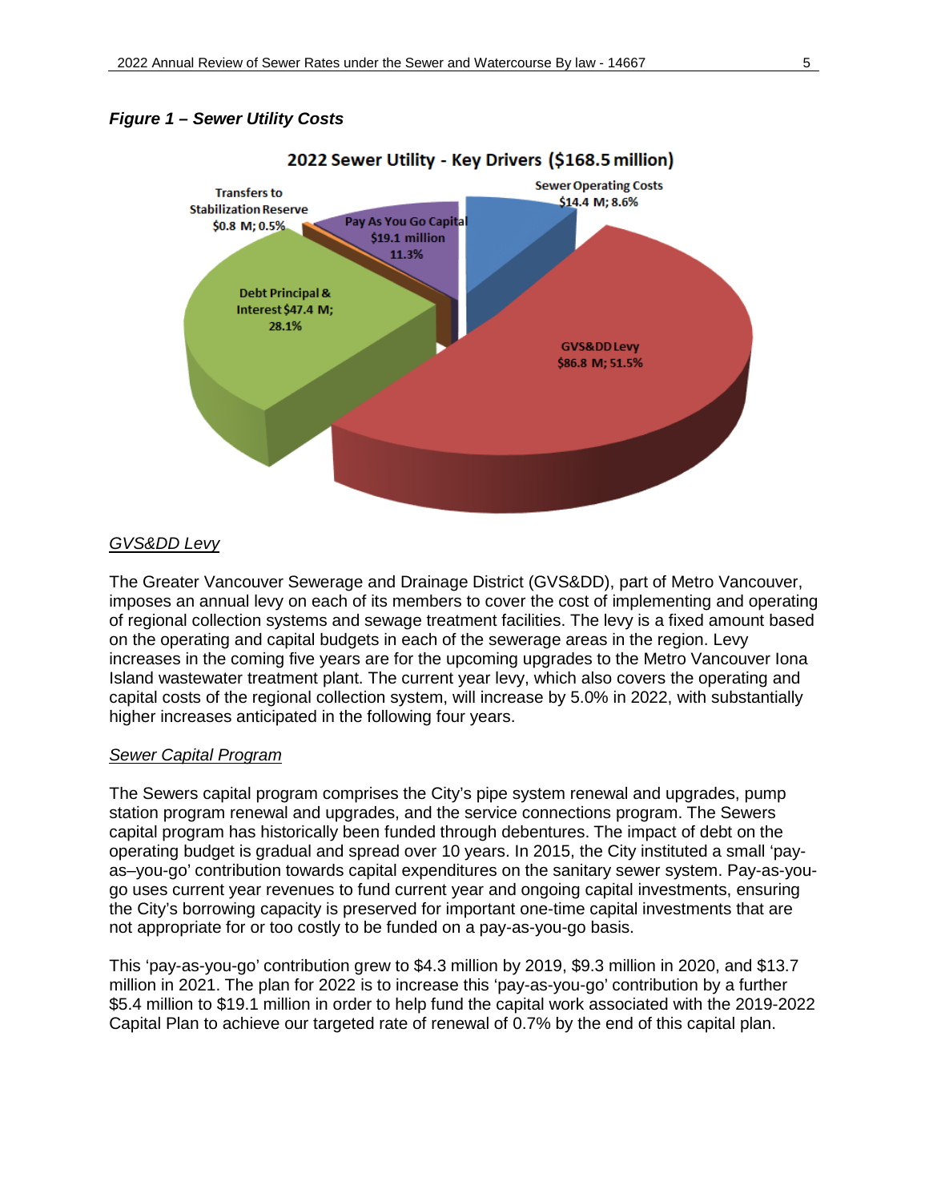***Figure 1 – Sewer Utility Costs***

**2022 Sewer Utility - Key Drivers ($168.5 million)**

- Sewer Operating Costs $14.4 M; 8.6%
- GVS&DD Levy $86.8 M; 51.5%
- Debt Principal & Interest $47.4 M; 28.1%
- Transfers to Stabilization Reserve $0.8 M; 0.5%
- Pay As You Go Capital $19.1 million 11.3%

*GVS&DD Levy*

The Greater Vancouver Sewerage and Drainage District (GVS&DD), part of Metro Vancouver, imposes an annual levy on each of its members to cover the cost of implementing and operating of regional collection systems and sewage treatment facilities. The levy is a fixed amount based on the operating and capital budgets in each of the sewerage areas in the region. Levy increases in the coming five years are for the upcoming upgrades to the Metro Vancouver Iona Island wastewater treatment plant. The current year levy, which also covers the operating and capital costs of the regional collection system, will increase by 5.0% in 2022, with substantially higher increases anticipated in the following four years.

*Sewer Capital Program*

The Sewers capital program comprises the City's pipe system renewal and upgrades, pump station program renewal and upgrades, and the service connections program. The Sewers capital program has historically been funded through debentures. The impact of debt on the operating budget is gradual and spread over 10 years. In 2015, the City instituted a small 'pay-as–you-go' contribution towards capital expenditures on the sanitary sewer system. Pay-as-you-go uses current year revenues to fund current year and ongoing capital investments, ensuring the City's borrowing capacity is preserved for important one-time capital investments that are not appropriate for or too costly to be funded on a pay-as-you-go basis.

This 'pay-as-you-go' contribution grew to $4.3 million by 2019, $9.3 million in 2020, and $13.7 million in 2021. The plan for 2022 is to increase this 'pay-as-you-go' contribution by a further $5.4 million to $19.1 million in order to help fund the capital work associated with the 2019-2022 Capital Plan to achieve our targeted rate of renewal of 0.7% by the end of this capital plan.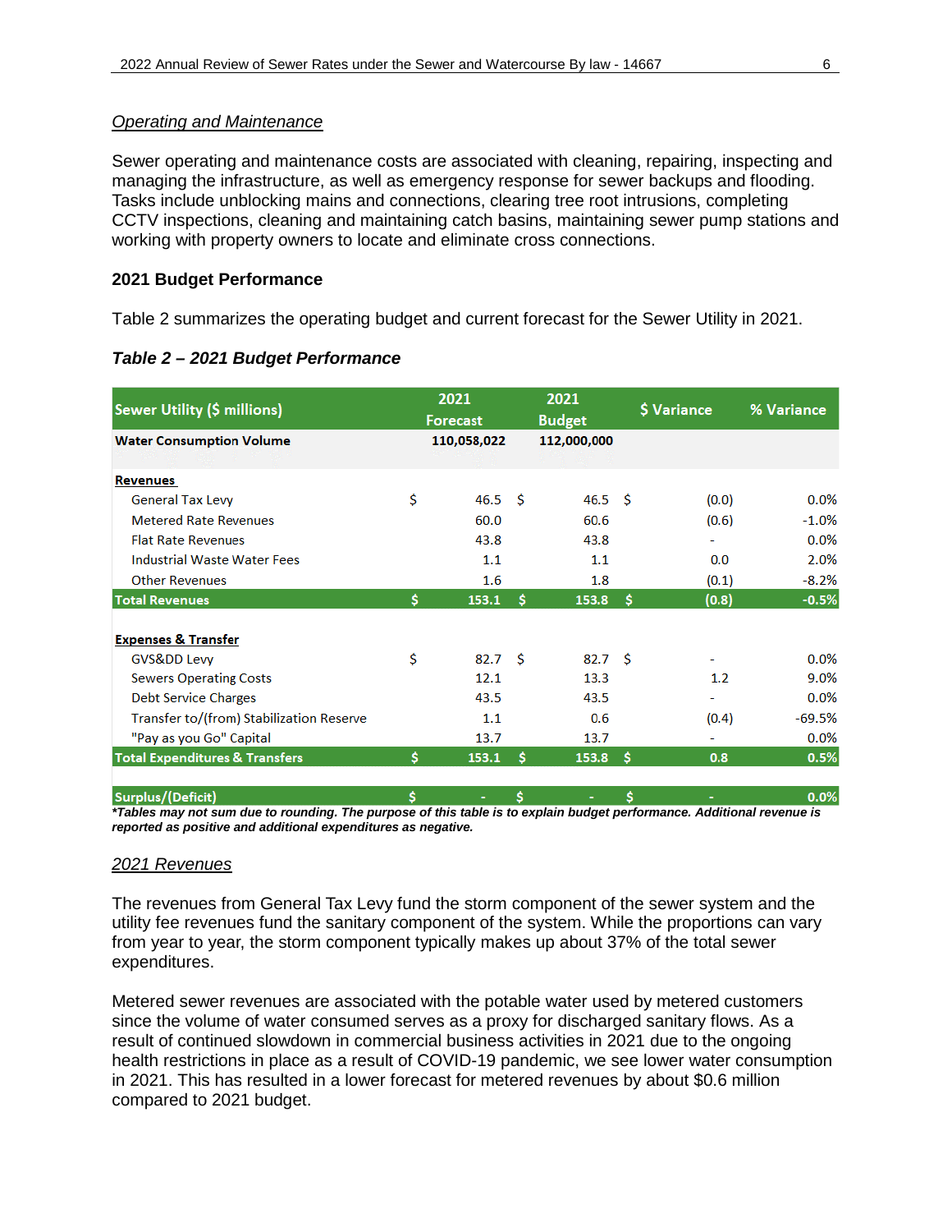*Operating and Maintenance*

Sewer operating and maintenance costs are associated with cleaning, repairing, inspecting and managing the infrastructure, as well as emergency response for sewer backups and flooding. Tasks include unblocking mains and connections, clearing tree root intrusions, completing CCTV inspections, cleaning and maintaining catch basins, maintaining sewer pump stations and working with property owners to locate and eliminate cross connections.

**2021 Budget Performance**

Table 2 summarizes the operating budget and current forecast for the Sewer Utility in 2021.

***Table 2 – 2021 Budget Performance***

| Sewer Utility ($ millions) | 2021 Forecast | 2021 Budget | $ Variance | % Variance |
|---|---|---|---|---|
| **Water Consumption Volume** | **110,058,022** | **112,000,000** | | |
| **Revenues** | | | | |
| General Tax Levy | $ 46.5 | $ 46.5 | $ (0.0) | 0.0% |
| Metered Rate Revenues | 60.0 | 60.6 | (0.6) | -1.0% |
| Flat Rate Revenues | 43.8 | 43.8 | - | 0.0% |
| Industrial Waste Water Fees | 1.1 | 1.1 | 0.0 | 2.0% |
| Other Revenues | 1.6 | 1.8 | (0.1) | -8.2% |
| **Total Revenues** | **$ 153.1** | **$ 153.8** | **$ (0.8)** | **-0.5%** |
| **Expenses & Transfer** | | | | |
| GVS&DD Levy | $ 82.7 | $ 82.7 | $ - | 0.0% |
| Sewers Operating Costs | 12.1 | 13.3 | 1.2 | 9.0% |
| Debt Service Charges | 43.5 | 43.5 | - | 0.0% |
| Transfer to/(from) Stabilization Reserve | 1.1 | 0.6 | (0.4) | -69.5% |
| "Pay as you Go" Capital | 13.7 | 13.7 | - | 0.0% |
| **Total Expenditures & Transfers** | **$ 153.1** | **$ 153.8** | **$ 0.8** | **0.5%** |
| **Surplus/(Deficit)** | **$ -** | **$ -** | **$ -** | **0.0%** |

***Tables may not sum due to rounding. The purpose of this table is to explain budget performance. Additional revenue is reported as positive and additional expenditures as negative.***

*2021 Revenues*

The revenues from General Tax Levy fund the storm component of the sewer system and the utility fee revenues fund the sanitary component of the system. While the proportions can vary from year to year, the storm component typically makes up about 37% of the total sewer expenditures.

Metered sewer revenues are associated with the potable water used by metered customers since the volume of water consumed serves as a proxy for discharged sanitary flows. As a result of continued slowdown in commercial business activities in 2021 due to the ongoing health restrictions in place as a result of COVID-19 pandemic, we see lower water consumption in 2021. This has resulted in a lower forecast for metered revenues by about $0.6 million compared to 2021 budget.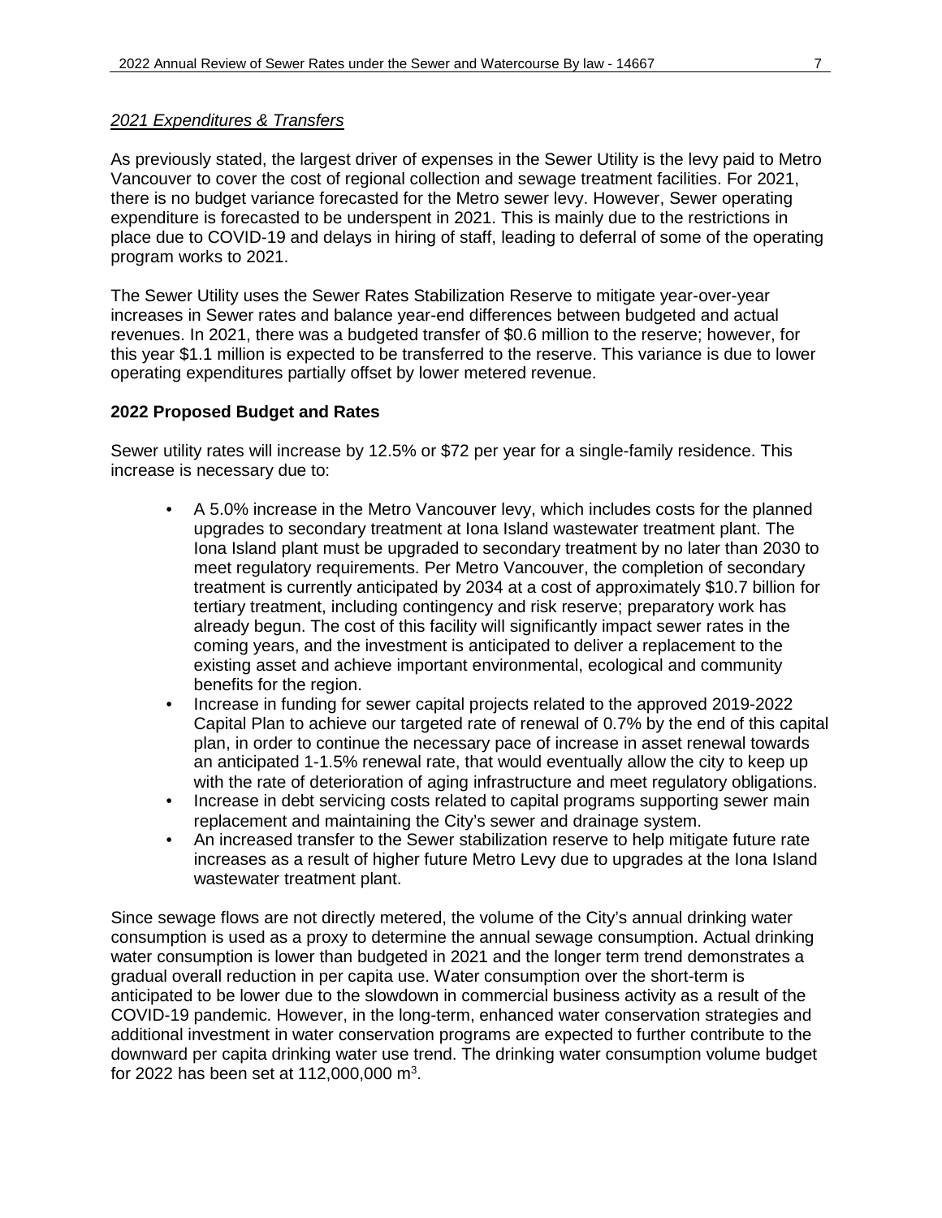*2021 Expenditures & Transfers*

As previously stated, the largest driver of expenses in the Sewer Utility is the levy paid to Metro Vancouver to cover the cost of regional collection and sewage treatment facilities. For 2021, there is no budget variance forecasted for the Metro sewer levy. However, Sewer operating expenditure is forecasted to be underspent in 2021. This is mainly due to the restrictions in place due to COVID-19 and delays in hiring of staff, leading to deferral of some of the operating program works to 2021.

The Sewer Utility uses the Sewer Rates Stabilization Reserve to mitigate year-over-year increases in Sewer rates and balance year-end differences between budgeted and actual revenues. In 2021, there was a budgeted transfer of $0.6 million to the reserve; however, for this year $1.1 million is expected to be transferred to the reserve. This variance is due to lower operating expenditures partially offset by lower metered revenue.

**2022 Proposed Budget and Rates**

Sewer utility rates will increase by 12.5% or $72 per year for a single-family residence. This increase is necessary due to:

- A 5.0% increase in the Metro Vancouver levy, which includes costs for the planned upgrades to secondary treatment at Iona Island wastewater treatment plant. The Iona Island plant must be upgraded to secondary treatment by no later than 2030 to meet regulatory requirements. Per Metro Vancouver, the completion of secondary treatment is currently anticipated by 2034 at a cost of approximately $10.7 billion for tertiary treatment, including contingency and risk reserve; preparatory work has already begun. The cost of this facility will significantly impact sewer rates in the coming years, and the investment is anticipated to deliver a replacement to the existing asset and achieve important environmental, ecological and community benefits for the region.
- Increase in funding for sewer capital projects related to the approved 2019-2022 Capital Plan to achieve our targeted rate of renewal of 0.7% by the end of this capital plan, in order to continue the necessary pace of increase in asset renewal towards an anticipated 1-1.5% renewal rate, that would eventually allow the city to keep up with the rate of deterioration of aging infrastructure and meet regulatory obligations.
- Increase in debt servicing costs related to capital programs supporting sewer main replacement and maintaining the City's sewer and drainage system.
- An increased transfer to the Sewer stabilization reserve to help mitigate future rate increases as a result of higher future Metro Levy due to upgrades at the Iona Island wastewater treatment plant.

Since sewage flows are not directly metered, the volume of the City's annual drinking water consumption is used as a proxy to determine the annual sewage consumption. Actual drinking water consumption is lower than budgeted in 2021 and the longer term trend demonstrates a gradual overall reduction in per capita use. Water consumption over the short-term is anticipated to be lower due to the slowdown in commercial business activity as a result of the COVID-19 pandemic. However, in the long-term, enhanced water conservation strategies and additional investment in water conservation programs are expected to further contribute to the downward per capita drinking water use trend. The drinking water consumption volume budget for 2022 has been set at 112,000,000 $m^3$.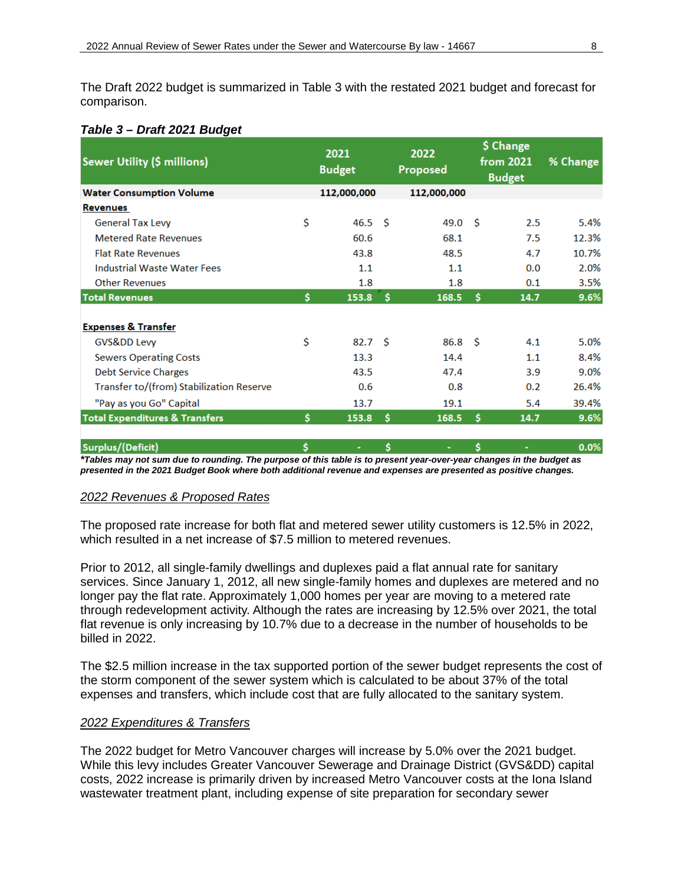The Draft 2022 budget is summarized in Table 3 with the restated 2021 budget and forecast for comparison.

***Table 3 – Draft 2021 Budget***

| Sewer Utility ($ millions) | 2021 Budget | 2022 Proposed | $ Change from 2021 Budget | % Change |
|---|---|---|---|---|
| **Water Consumption Volume** | **112,000,000** | **112,000,000** | | |
| **Revenues** | | | | |
| General Tax Levy | $ 46.5 | $ 49.0 | $ 2.5 | 5.4% |
| Metered Rate Revenues | 60.6 | 68.1 | 7.5 | 12.3% |
| Flat Rate Revenues | 43.8 | 48.5 | 4.7 | 10.7% |
| Industrial Waste Water Fees | 1.1 | 1.1 | 0.0 | 2.0% |
| Other Revenues | 1.8 | 1.8 | 0.1 | 3.5% |
| **Total Revenues** | **$ 153.8** | **$ 168.5** | **$ 14.7** | **9.6%** |
| | | | | |
| **Expenses & Transfer** | | | | |
| GVS&DD Levy | $ 82.7 | $ 86.8 | $ 4.1 | 5.0% |
| Sewers Operating Costs | 13.3 | 14.4 | 1.1 | 8.4% |
| Debt Service Charges | 43.5 | 47.4 | 3.9 | 9.0% |
| Transfer to/(from) Stabilization Reserve | 0.6 | 0.8 | 0.2 | 26.4% |
| "Pay as you Go" Capital | 13.7 | 19.1 | 5.4 | 39.4% |
| **Total Expenditures & Transfers** | **$ 153.8** | **$ 168.5** | **$ 14.7** | **9.6%** |
| | | | | |
| **Surplus/(Deficit)** | **$ -** | **$ -** | **$ -** | **0.0%** |

***Tables may not sum due to rounding. The purpose of this table is to present year-over-year changes in the budget as presented in the 2021 Budget Book where both additional revenue and expenses are presented as positive changes.***

### *2022 Revenues & Proposed Rates*

The proposed rate increase for both flat and metered sewer utility customers is 12.5% in 2022, which resulted in a net increase of $7.5 million to metered revenues.

Prior to 2012, all single-family dwellings and duplexes paid a flat annual rate for sanitary services. Since January 1, 2012, all new single-family homes and duplexes are metered and no longer pay the flat rate. Approximately 1,000 homes per year are moving to a metered rate through redevelopment activity. Although the rates are increasing by 12.5% over 2021, the total flat revenue is only increasing by 10.7% due to a decrease in the number of households to be billed in 2022.

The $2.5 million increase in the tax supported portion of the sewer budget represents the cost of the storm component of the sewer system which is calculated to be about 37% of the total expenses and transfers, which include cost that are fully allocated to the sanitary system.

### *2022 Expenditures & Transfers*

The 2022 budget for Metro Vancouver charges will increase by 5.0% over the 2021 budget. While this levy includes Greater Vancouver Sewerage and Drainage District (GVS&DD) capital costs, 2022 increase is primarily driven by increased Metro Vancouver costs at the Iona Island wastewater treatment plant, including expense of site preparation for secondary sewer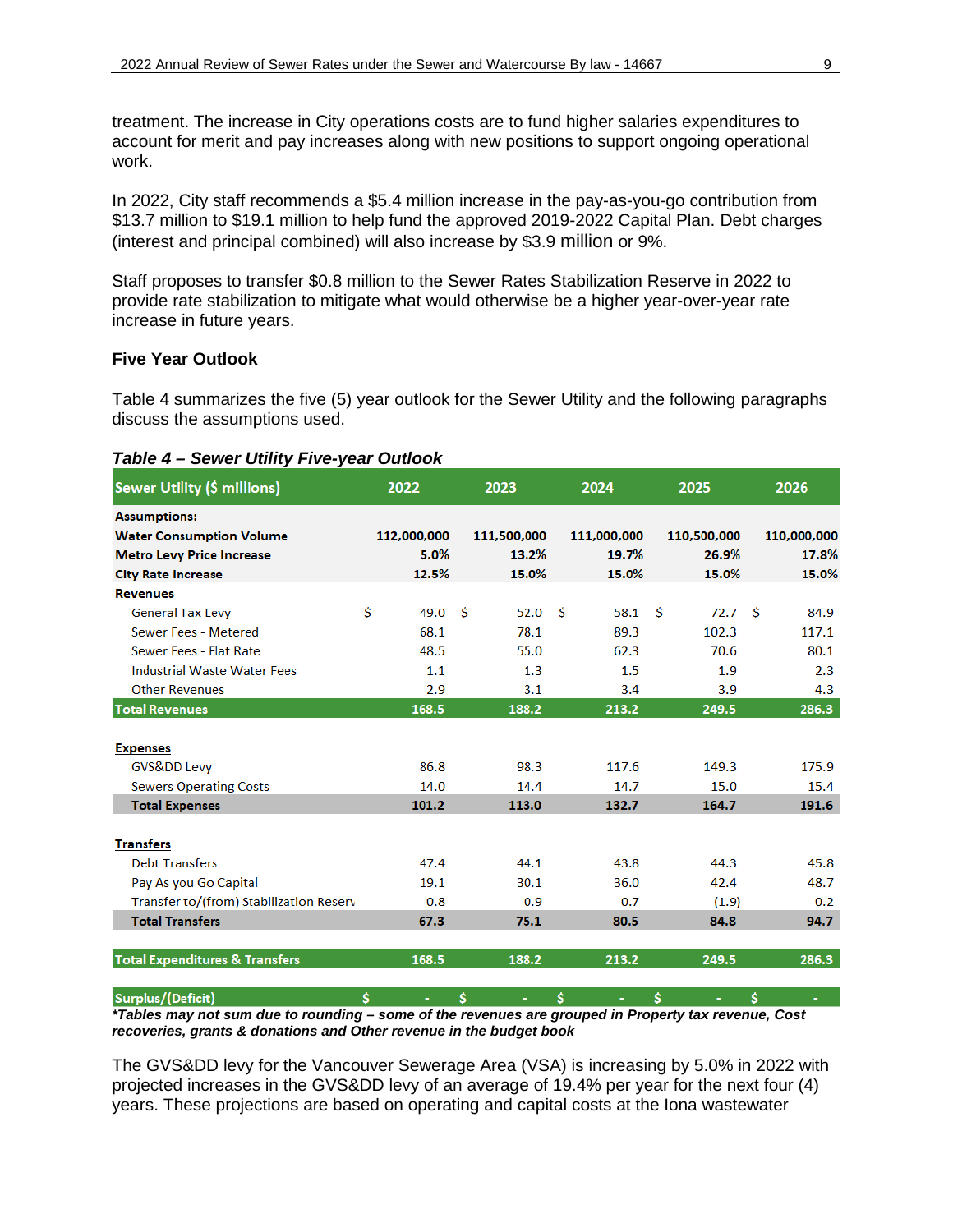treatment. The increase in City operations costs are to fund higher salaries expenditures to account for merit and pay increases along with new positions to support ongoing operational work.

In 2022, City staff recommends a $5.4 million increase in the pay-as-you-go contribution from $13.7 million to $19.1 million to help fund the approved 2019-2022 Capital Plan. Debt charges (interest and principal combined) will also increase by $3.9 million or 9%.

Staff proposes to transfer $0.8 million to the Sewer Rates Stabilization Reserve in 2022 to provide rate stabilization to mitigate what would otherwise be a higher year-over-year rate increase in future years.

### Five Year Outlook

Table 4 summarizes the five (5) year outlook for the Sewer Utility and the following paragraphs discuss the assumptions used.

***Table 4 – Sewer Utility Five-year Outlook***

| Sewer Utility ($ millions) | 2022 | 2023 | 2024 | 2025 | 2026 |
|---|---|---|---|---|---|
| **Assumptions:** | | | | | |
| **Water Consumption Volume** | 112,000,000 | 111,500,000 | 111,000,000 | 110,500,000 | 110,000,000 |
| **Metro Levy Price Increase** | 5.0% | 13.2% | 19.7% | 26.9% | 17.8% |
| **City Rate Increase** | 12.5% | 15.0% | 15.0% | 15.0% | 15.0% |
| **Revenues** | | | | | |
| General Tax Levy | $ 49.0 | $ 52.0 | $ 58.1 | $ 72.7 | $ 84.9 |
| Sewer Fees - Metered | 68.1 | 78.1 | 89.3 | 102.3 | 117.1 |
| Sewer Fees - Flat Rate | 48.5 | 55.0 | 62.3 | 70.6 | 80.1 |
| Industrial Waste Water Fees | 1.1 | 1.3 | 1.5 | 1.9 | 2.3 |
| Other Revenues | 2.9 | 3.1 | 3.4 | 3.9 | 4.3 |
| **Total Revenues** | **168.5** | **188.2** | **213.2** | **249.5** | **286.3** |
| **Expenses** | | | | | |
| GVS&DD Levy | 86.8 | 98.3 | 117.6 | 149.3 | 175.9 |
| Sewers Operating Costs | 14.0 | 14.4 | 14.7 | 15.0 | 15.4 |
| **Total Expenses** | **101.2** | **113.0** | **132.7** | **164.7** | **191.6** |
| **Transfers** | | | | | |
| Debt Transfers | 47.4 | 44.1 | 43.8 | 44.3 | 45.8 |
| Pay As you Go Capital | 19.1 | 30.1 | 36.0 | 42.4 | 48.7 |
| Transfer to/(from) Stabilization Reserv | 0.8 | 0.9 | 0.7 | (1.9) | 0.2 |
| **Total Transfers** | **67.3** | **75.1** | **80.5** | **84.8** | **94.7** |
| **Total Expenditures & Transfers** | **168.5** | **188.2** | **213.2** | **249.5** | **286.3** |
| **Surplus/(Deficit)** | **$ -** | **$ -** | **$ -** | **$ -** | **$ -** |

***Tables may not sum due to rounding – some of the revenues are grouped in Property tax revenue, Cost recoveries, grants & donations and Other revenue in the budget book***

The GVS&DD levy for the Vancouver Sewerage Area (VSA) is increasing by 5.0% in 2022 with projected increases in the GVS&DD levy of an average of 19.4% per year for the next four (4) years. These projections are based on operating and capital costs at the Iona wastewater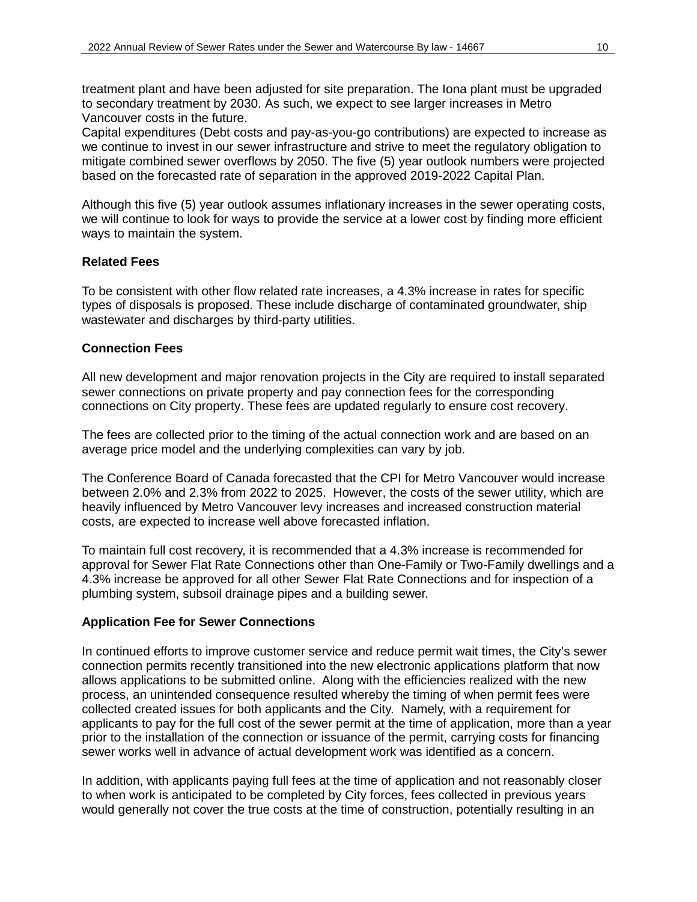treatment plant and have been adjusted for site preparation. The Iona plant must be upgraded to secondary treatment by 2030. As such, we expect to see larger increases in Metro Vancouver costs in the future.
Capital expenditures (Debt costs and pay-as-you-go contributions) are expected to increase as we continue to invest in our sewer infrastructure and strive to meet the regulatory obligation to mitigate combined sewer overflows by 2050. The five (5) year outlook numbers were projected based on the forecasted rate of separation in the approved 2019-2022 Capital Plan.

Although this five (5) year outlook assumes inflationary increases in the sewer operating costs, we will continue to look for ways to provide the service at a lower cost by finding more efficient ways to maintain the system.

**Related Fees**

To be consistent with other flow related rate increases, a 4.3% increase in rates for specific types of disposals is proposed. These include discharge of contaminated groundwater, ship wastewater and discharges by third-party utilities.

**Connection Fees**

All new development and major renovation projects in the City are required to install separated sewer connections on private property and pay connection fees for the corresponding connections on City property. These fees are updated regularly to ensure cost recovery.

The fees are collected prior to the timing of the actual connection work and are based on an average price model and the underlying complexities can vary by job.

The Conference Board of Canada forecasted that the CPI for Metro Vancouver would increase between 2.0% and 2.3% from 2022 to 2025. However, the costs of the sewer utility, which are heavily influenced by Metro Vancouver levy increases and increased construction material costs, are expected to increase well above forecasted inflation.

To maintain full cost recovery, it is recommended that a 4.3% increase is recommended for approval for Sewer Flat Rate Connections other than One-Family or Two-Family dwellings and a 4.3% increase be approved for all other Sewer Flat Rate Connections and for inspection of a plumbing system, subsoil drainage pipes and a building sewer.

**Application Fee for Sewer Connections**

In continued efforts to improve customer service and reduce permit wait times, the City's sewer connection permits recently transitioned into the new electronic applications platform that now allows applications to be submitted online. Along with the efficiencies realized with the new process, an unintended consequence resulted whereby the timing of when permit fees were collected created issues for both applicants and the City. Namely, with a requirement for applicants to pay for the full cost of the sewer permit at the time of application, more than a year prior to the installation of the connection or issuance of the permit, carrying costs for financing sewer works well in advance of actual development work was identified as a concern.

In addition, with applicants paying full fees at the time of application and not reasonably closer to when work is anticipated to be completed by City forces, fees collected in previous years would generally not cover the true costs at the time of construction, potentially resulting in an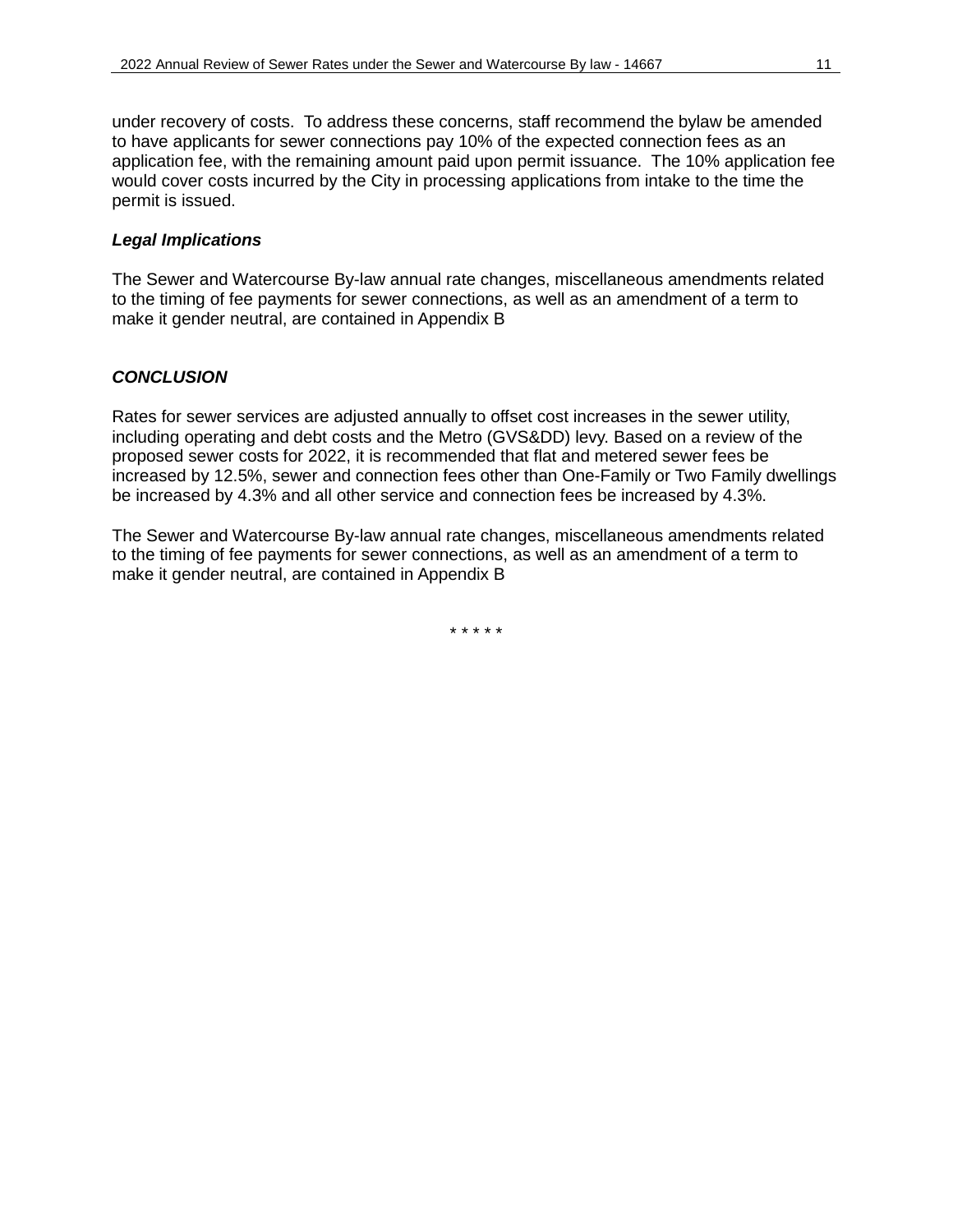under recovery of costs. To address these concerns, staff recommend the bylaw be amended to have applicants for sewer connections pay 10% of the expected connection fees as an application fee, with the remaining amount paid upon permit issuance. The 10% application fee would cover costs incurred by the City in processing applications from intake to the time the permit is issued.

***Legal Implications***

The Sewer and Watercourse By-law annual rate changes, miscellaneous amendments related to the timing of fee payments for sewer connections, as well as an amendment of a term to make it gender neutral, are contained in Appendix B

***CONCLUSION***

Rates for sewer services are adjusted annually to offset cost increases in the sewer utility, including operating and debt costs and the Metro (GVS&DD) levy. Based on a review of the proposed sewer costs for 2022, it is recommended that flat and metered sewer fees be increased by 12.5%, sewer and connection fees other than One-Family or Two Family dwellings be increased by 4.3% and all other service and connection fees be increased by 4.3%.

The Sewer and Watercourse By-law annual rate changes, miscellaneous amendments related to the timing of fee payments for sewer connections, as well as an amendment of a term to make it gender neutral, are contained in Appendix B

\* \* \* \* \*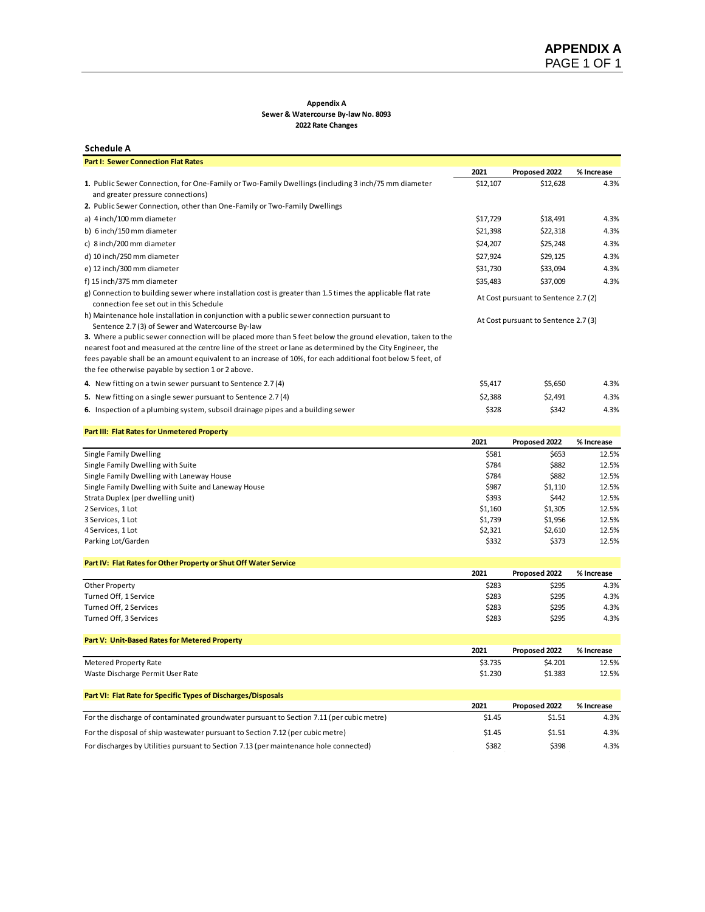# APPENDIX A

**Appendix A**
**Sewer & Watercourse By-law No. 8093**
**2022 Rate Changes**

## Schedule A

**Part I: Sewer Connection Flat Rates**

| | 2021 | Proposed 2022 | % Increase |
|---|---|---|---|
| **1.** Public Sewer Connection, for One-Family or Two-Family Dwellings (including 3 inch/75 mm diameter and greater pressure connections) | $12,107 | $12,628 | 4.3% |
| **2.** Public Sewer Connection, other than One-Family or Two-Family Dwellings | | | |
| a) 4 inch/100 mm diameter | $17,729 | $18,491 | 4.3% |
| b) 6 inch/150 mm diameter | $21,398 | $22,318 | 4.3% |
| c) 8 inch/200 mm diameter | $24,207 | $25,248 | 4.3% |
| d) 10 inch/250 mm diameter | $27,924 | $29,125 | 4.3% |
| e) 12 inch/300 mm diameter | $31,730 | $33,094 | 4.3% |
| f) 15 inch/375 mm diameter | $35,483 | $37,009 | 4.3% |
| g) Connection to building sewer where installation cost is greater than 1.5 times the applicable flat rate connection fee set out in this Schedule | At Cost pursuant to Sentence 2.7 (2) | | |
| h) Maintenance hole installation in conjunction with a public sewer connection pursuant to Sentence 2.7 (3) of Sewer and Watercourse By-law | At Cost pursuant to Sentence 2.7 (3) | | |
| **3.** Where a public sewer connection will be placed more than 5 feet below the ground elevation, taken to the nearest foot and measured at the centre line of the street or lane as determined by the City Engineer, the fees payable shall be an amount equivalent to an increase of 10%, for each additional foot below 5 feet, of the fee otherwise payable by section 1 or 2 above. | | | |
| **4.** New fitting on a twin sewer pursuant to Sentence 2.7 (4) | $5,417 | $5,650 | 4.3% |
| **5.** New fitting on a single sewer pursuant to Sentence 2.7 (4) | $2,388 | $2,491 | 4.3% |
| **6.** Inspection of a plumbing system, subsoil drainage pipes and a building sewer | $328 | $342 | 4.3% |

**Part III: Flat Rates for Unmetered Property**

| | 2021 | Proposed 2022 | % Increase |
|---|---|---|---|
| Single Family Dwelling | $581 | $653 | 12.5% |
| Single Family Dwelling with Suite | $784 | $882 | 12.5% |
| Single Family Dwelling with Laneway House | $784 | $882 | 12.5% |
| Single Family Dwelling with Suite and Laneway House | $987 | $1,110 | 12.5% |
| Strata Duplex (per dwelling unit) | $393 | $442 | 12.5% |
| 2 Services, 1 Lot | $1,160 | $1,305 | 12.5% |
| 3 Services, 1 Lot | $1,739 | $1,956 | 12.5% |
| 4 Services, 1 Lot | $2,321 | $2,610 | 12.5% |
| Parking Lot/Garden | $332 | $373 | 12.5% |

**Part IV: Flat Rates for Other Property or Shut Off Water Service**

| | 2021 | Proposed 2022 | % Increase |
|---|---|---|---|
| Other Property | $283 | $295 | 4.3% |
| Turned Off, 1 Service | $283 | $295 | 4.3% |
| Turned Off, 2 Services | $283 | $295 | 4.3% |
| Turned Off, 3 Services | $283 | $295 | 4.3% |

**Part V: Unit-Based Rates for Metered Property**

| | 2021 | Proposed 2022 | % Increase |
|---|---|---|---|
| Metered Property Rate | $3.735 | $4.201 | 12.5% |
| Waste Discharge Permit User Rate | $1.230 | $1.383 | 12.5% |

**Part VI: Flat Rate for Specific Types of Discharges/Disposals**

| | 2021 | Proposed 2022 | % Increase |
|---|---|---|---|
| For the discharge of contaminated groundwater pursuant to Section 7.11 (per cubic metre) | $1.45 | $1.51 | 4.3% |
| For the disposal of ship wastewater pursuant to Section 7.12 (per cubic metre) | $1.45 | $1.51 | 4.3% |
| For discharges by Utilities pursuant to Section 7.13 (per maintenance hole connected) | $382 | $398 | 4.3% |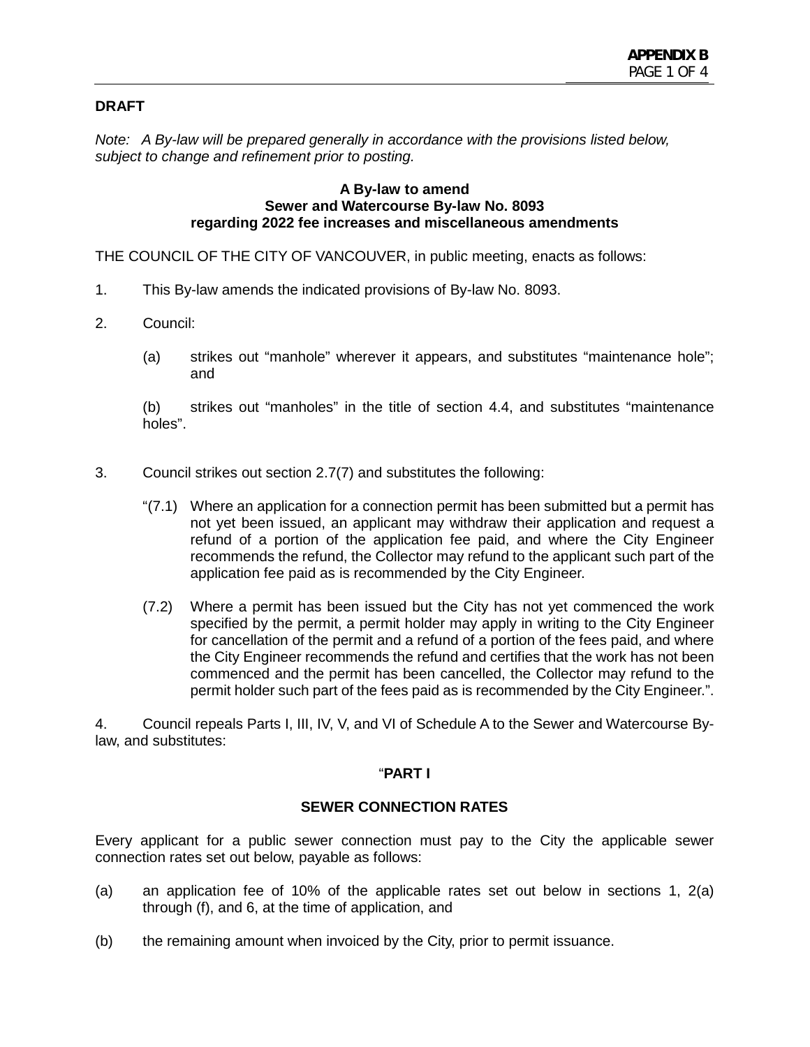**DRAFT**

*Note: A By-law will be prepared generally in accordance with the provisions listed below, subject to change and refinement prior to posting.*

**A By-law to amend**
**Sewer and Watercourse By-law No. 8093**
**regarding 2022 fee increases and miscellaneous amendments**

THE COUNCIL OF THE CITY OF VANCOUVER, in public meeting, enacts as follows:

1. This By-law amends the indicated provisions of By-law No. 8093.

2. Council:

   (a) strikes out “manhole” wherever it appears, and substitutes “maintenance hole”; and

   (b) strikes out “manholes” in the title of section 4.4, and substitutes “maintenance holes”.

3. Council strikes out section 2.7(7) and substitutes the following:

   “(7.1) Where an application for a connection permit has been submitted but a permit has not yet been issued, an applicant may withdraw their application and request a refund of a portion of the application fee paid, and where the City Engineer recommends the refund, the Collector may refund to the applicant such part of the application fee paid as is recommended by the City Engineer.

   (7.2) Where a permit has been issued but the City has not yet commenced the work specified by the permit, a permit holder may apply in writing to the City Engineer for cancellation of the permit and a refund of a portion of the fees paid, and where the City Engineer recommends the refund and certifies that the work has not been commenced and the permit has been cancelled, the Collector may refund to the permit holder such part of the fees paid as is recommended by the City Engineer.”.

4. Council repeals Parts I, III, IV, V, and VI of Schedule A to the Sewer and Watercourse By-law, and substitutes:

“**PART I**

**SEWER CONNECTION RATES**

Every applicant for a public sewer connection must pay to the City the applicable sewer connection rates set out below, payable as follows:

(a) an application fee of 10% of the applicable rates set out below in sections 1, 2(a) through (f), and 6, at the time of application, and

(b) the remaining amount when invoiced by the City, prior to permit issuance.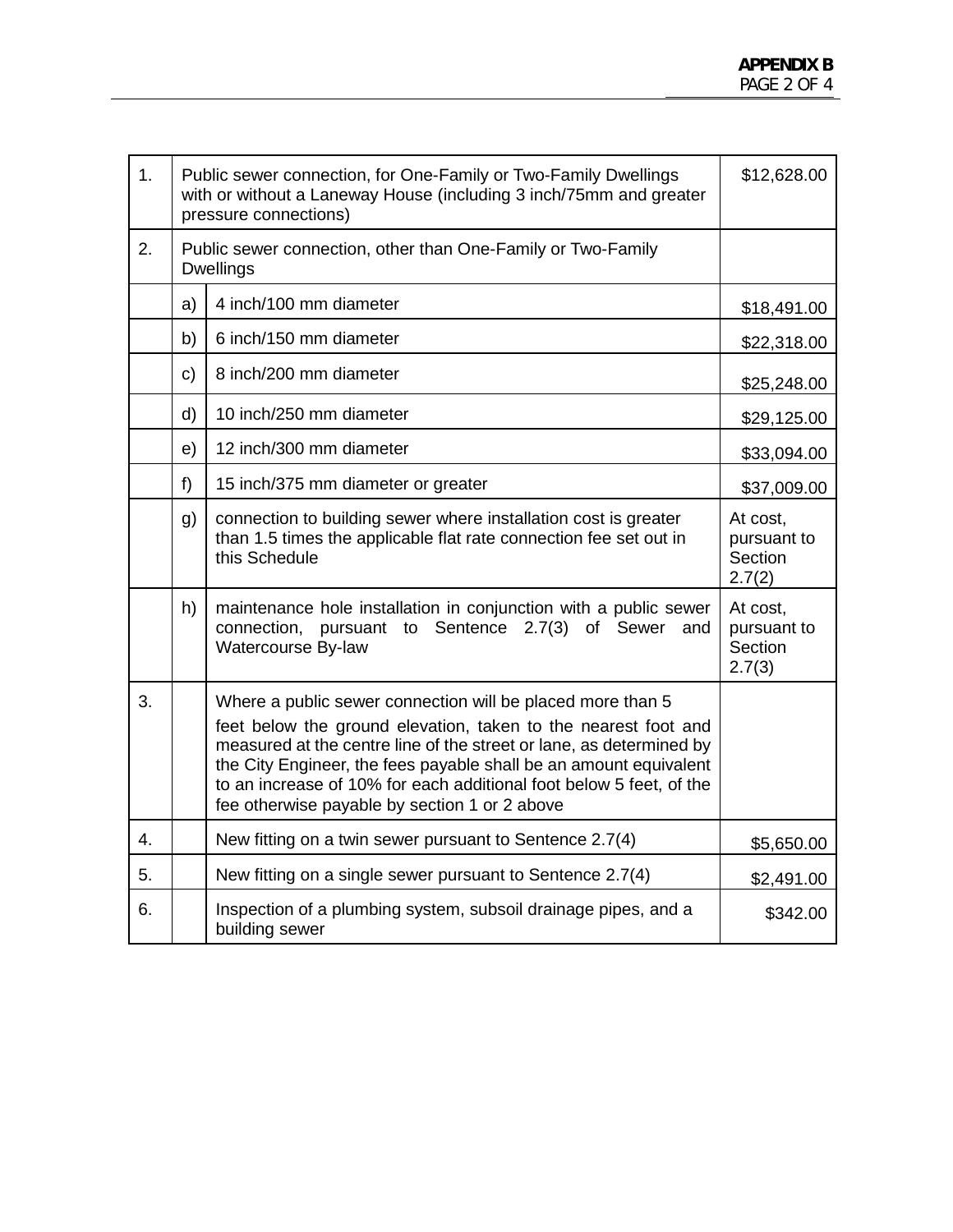| | | | |
|---|---|---|---|
| 1. | Public sewer connection, for One-Family or Two-Family Dwellings with or without a Laneway House (including 3 inch/75mm and greater pressure connections) | | $12,628.00 |
| 2. | Public sewer connection, other than One-Family or Two-Family Dwellings | | |
| | a) | 4 inch/100 mm diameter | $18,491.00 |
| | b) | 6 inch/150 mm diameter | $22,318.00 |
| | c) | 8 inch/200 mm diameter | $25,248.00 |
| | d) | 10 inch/250 mm diameter | $29,125.00 |
| | e) | 12 inch/300 mm diameter | $33,094.00 |
| | f) | 15 inch/375 mm diameter or greater | $37,009.00 |
| | g) | connection to building sewer where installation cost is greater than 1.5 times the applicable flat rate connection fee set out in this Schedule | At cost, pursuant to Section 2.7(2) |
| | h) | maintenance hole installation in conjunction with a public sewer connection, pursuant to Sentence 2.7(3) of Sewer and Watercourse By-law | At cost, pursuant to Section 2.7(3) |
| 3. | | Where a public sewer connection will be placed more than 5 feet below the ground elevation, taken to the nearest foot and measured at the centre line of the street or lane, as determined by the City Engineer, the fees payable shall be an amount equivalent to an increase of 10% for each additional foot below 5 feet, of the fee otherwise payable by section 1 or 2 above | |
| 4. | | New fitting on a twin sewer pursuant to Sentence 2.7(4) | $5,650.00 |
| 5. | | New fitting on a single sewer pursuant to Sentence 2.7(4) | $2,491.00 |
| 6. | | Inspection of a plumbing system, subsoil drainage pipes, and a building sewer | $342.00 |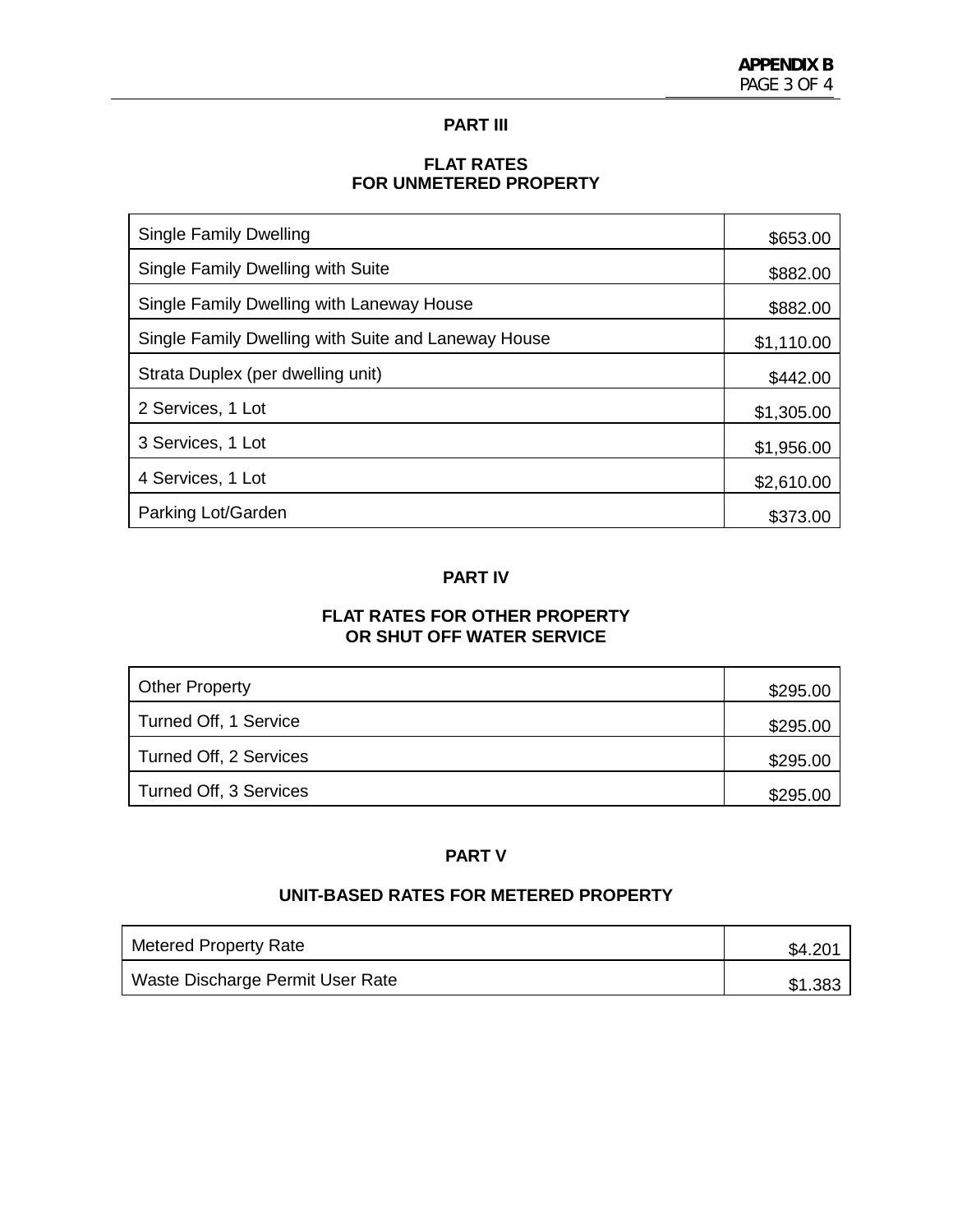## PART III

### FLAT RATES FOR UNMETERED PROPERTY

| | |
|---|---|
| Single Family Dwelling | $653.00 |
| Single Family Dwelling with Suite | $882.00 |
| Single Family Dwelling with Laneway House | $882.00 |
| Single Family Dwelling with Suite and Laneway House | $1,110.00 |
| Strata Duplex (per dwelling unit) | $442.00 |
| 2 Services, 1 Lot | $1,305.00 |
| 3 Services, 1 Lot | $1,956.00 |
| 4 Services, 1 Lot | $2,610.00 |
| Parking Lot/Garden | $373.00 |

## PART IV

### FLAT RATES FOR OTHER PROPERTY OR SHUT OFF WATER SERVICE

| | |
|---|---|
| Other Property | $295.00 |
| Turned Off, 1 Service | $295.00 |
| Turned Off, 2 Services | $295.00 |
| Turned Off, 3 Services | $295.00 |

## PART V

### UNIT-BASED RATES FOR METERED PROPERTY

| | |
|---|---|
| Metered Property Rate | $4.201 |
| Waste Discharge Permit User Rate | $1.383 |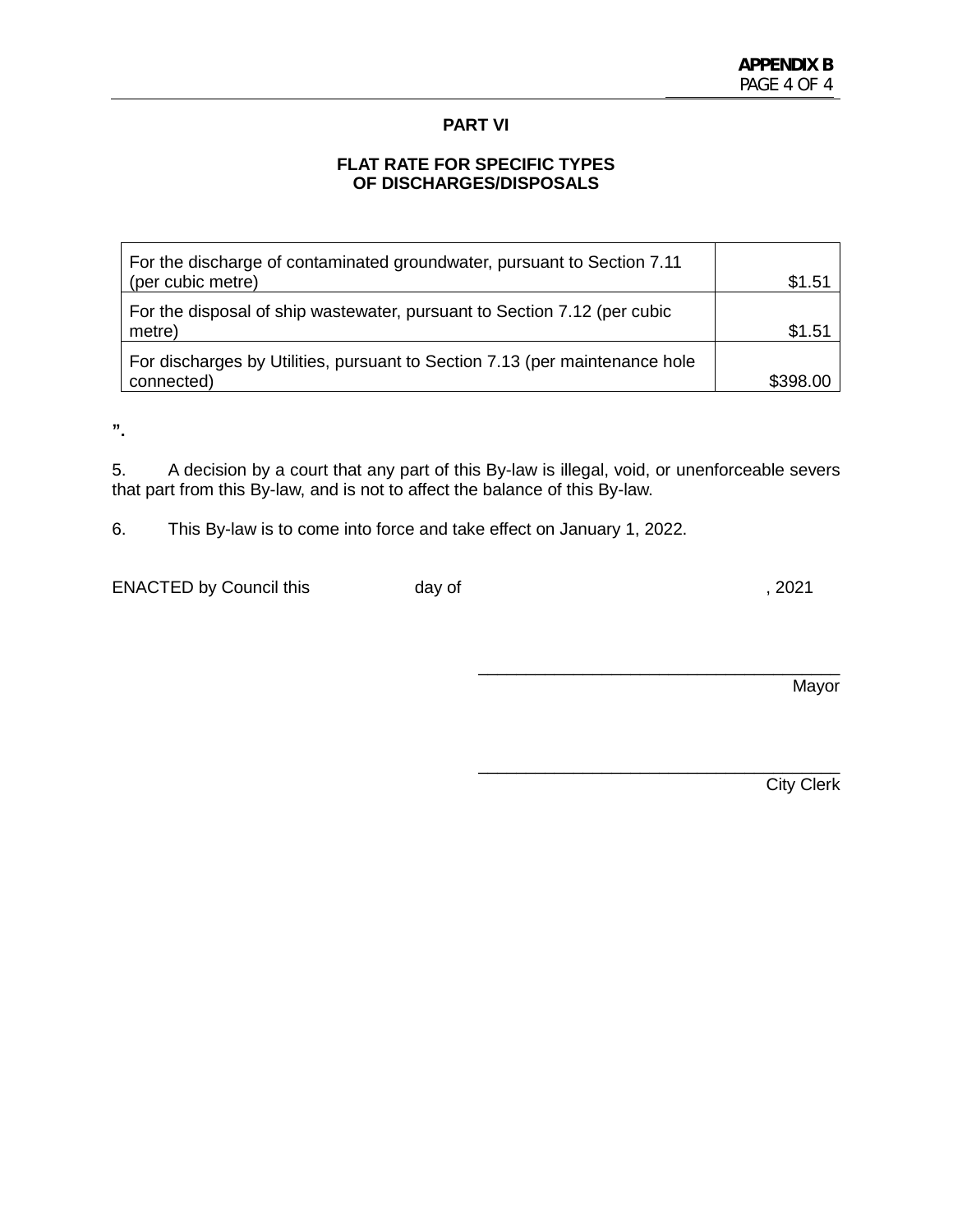**PART VI**

**FLAT RATE FOR SPECIFIC TYPES OF DISCHARGES/DISPOSALS**

| | |
|---|---|
| For the discharge of contaminated groundwater, pursuant to Section 7.11 (per cubic metre) | $1.51 |
| For the disposal of ship wastewater, pursuant to Section 7.12 (per cubic metre) | $1.51 |
| For discharges by Utilities, pursuant to Section 7.13 (per maintenance hole connected) | $398.00 |

**".**

5. A decision by a court that any part of this By-law is illegal, void, or unenforceable severs that part from this By-law, and is not to affect the balance of this By-law.

6. This By-law is to come into force and take effect on January 1, 2022.

ENACTED by Council this day of , 2021

\_\_\_\_\_\_\_\_\_\_\_\_\_\_\_\_\_\_\_\_\_\_\_\_\_\_\_\_\_\_\_\_\_\_\_\_
Mayor

\_\_\_\_\_\_\_\_\_\_\_\_\_\_\_\_\_\_\_\_\_\_\_\_\_\_\_\_\_\_\_\_\_\_\_\_
City Clerk